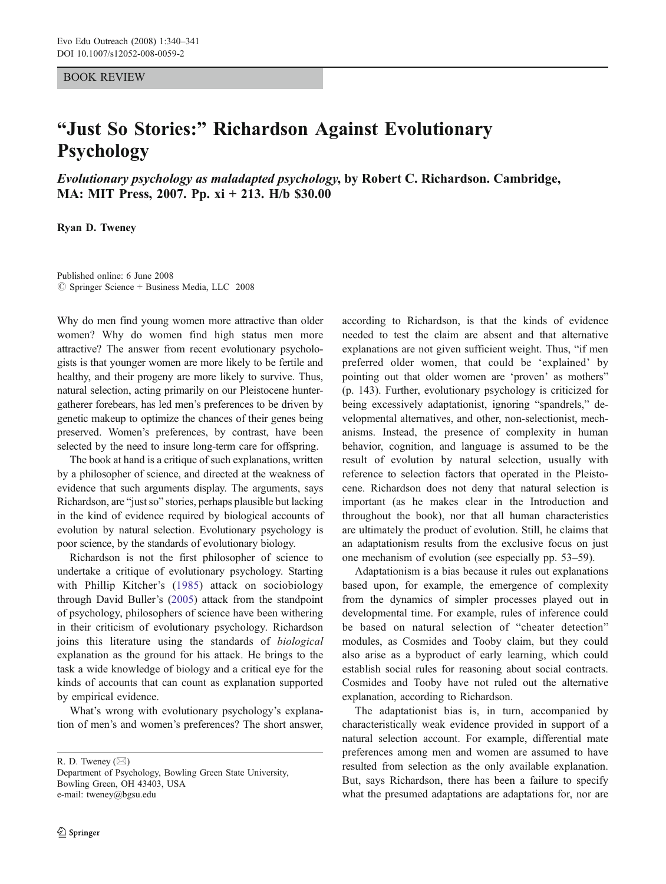BOOK REVIEW

# "Just So Stories:" Richardson Against Evolutionary Psychology

***Evolutionary psychology as maladapted psychology*, by Robert C. Richardson. Cambridge, MA: MIT Press, 2007. Pp. xi + 213. H/b $30.00**

**Ryan D. Tweney**

Published online: 6 June 2008
© Springer Science + Business Media, LLC 2008

Why do men find young women more attractive than older women? Why do women find high status men more attractive? The answer from recent evolutionary psychologists is that younger women are more likely to be fertile and healthy, and their progeny are more likely to survive. Thus, natural selection, acting primarily on our Pleistocene hunter-gatherer forebears, has led men's preferences to be driven by genetic makeup to optimize the chances of their genes being preserved. Women's preferences, by contrast, have been selected by the need to insure long-term care for offspring.

The book at hand is a critique of such explanations, written by a philosopher of science, and directed at the weakness of evidence that such arguments display. The arguments, says Richardson, are "just so" stories, perhaps plausible but lacking in the kind of evidence required by biological accounts of evolution by natural selection. Evolutionary psychology is poor science, by the standards of evolutionary biology.

Richardson is not the first philosopher of science to undertake a critique of evolutionary psychology. Starting with Phillip Kitcher's (1985) attack on sociobiology through David Buller's (2005) attack from the standpoint of psychology, philosophers of science have been withering in their criticism of evolutionary psychology. Richardson joins this literature using the standards of *biological* explanation as the ground for his attack. He brings to the task a wide knowledge of biology and a critical eye for the kinds of accounts that can count as explanation supported by empirical evidence.

What's wrong with evolutionary psychology's explanation of men's and women's preferences? The short answer, according to Richardson, is that the kinds of evidence needed to test the claim are absent and that alternative explanations are not given sufficient weight. Thus, "if men preferred older women, that could be 'explained' by pointing out that older women are 'proven' as mothers" (p. 143). Further, evolutionary psychology is criticized for being excessively adaptationist, ignoring "spandrels," developmental alternatives, and other, non-selectionist, mechanisms. Instead, the presence of complexity in human behavior, cognition, and language is assumed to be the result of evolution by natural selection, usually with reference to selection factors that operated in the Pleistocene. Richardson does not deny that natural selection is important (as he makes clear in the Introduction and throughout the book), nor that all human characteristics are ultimately the product of evolution. Still, he claims that an adaptationism results from the exclusive focus on just one mechanism of evolution (see especially pp. 53–59).

Adaptationism is a bias because it rules out explanations based upon, for example, the emergence of complexity from the dynamics of simpler processes played out in developmental time. For example, rules of inference could be based on natural selection of "cheater detection" modules, as Cosmides and Tooby claim, but they could also arise as a byproduct of early learning, which could establish social rules for reasoning about social contracts. Cosmides and Tooby have not ruled out the alternative explanation, according to Richardson.

The adaptationist bias is, in turn, accompanied by characteristically weak evidence provided in support of a natural selection account. For example, differential mate preferences among men and women are assumed to have resulted from selection as the only available explanation. But, says Richardson, there has been a failure to specify what the presumed adaptations are adaptations for, nor are

R. D. Tweney (✉)
Department of Psychology, Bowling Green State University,
Bowling Green, OH 43403, USA
e-mail: tweney@bgsu.edu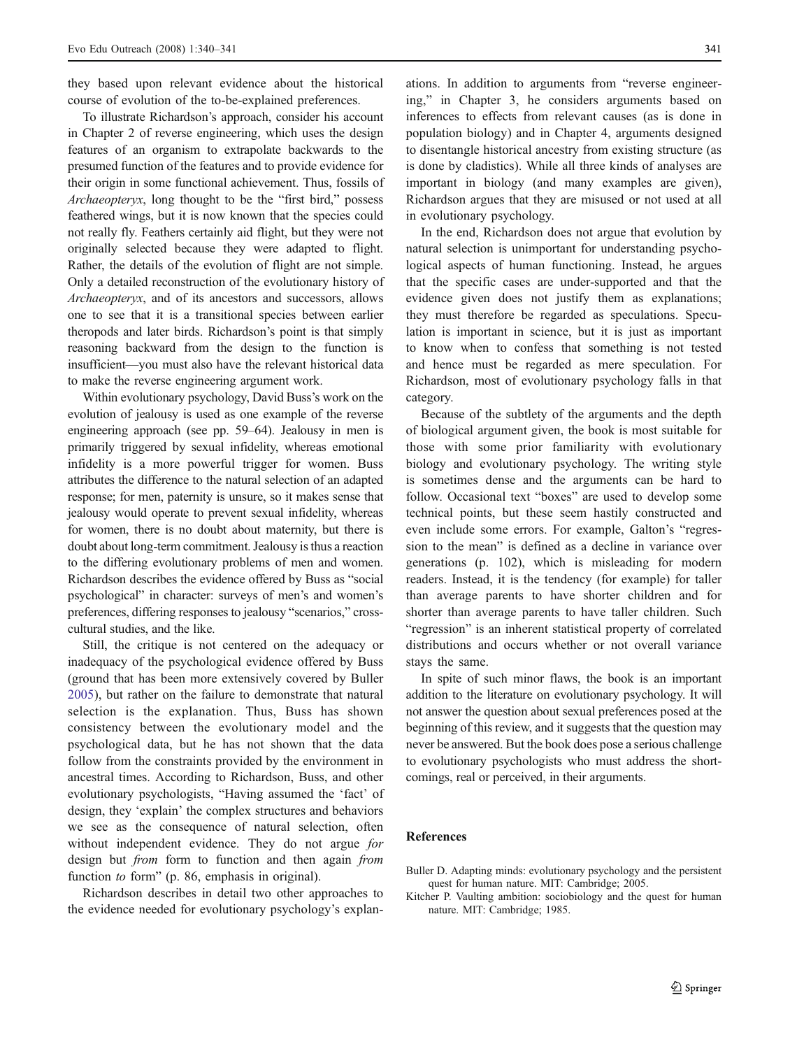they based upon relevant evidence about the historical course of evolution of the to-be-explained preferences.

To illustrate Richardson's approach, consider his account in Chapter 2 of reverse engineering, which uses the design features of an organism to extrapolate backwards to the presumed function of the features and to provide evidence for their origin in some functional achievement. Thus, fossils of *Archaeopteryx*, long thought to be the "first bird," possess feathered wings, but it is now known that the species could not really fly. Feathers certainly aid flight, but they were not originally selected because they were adapted to flight. Rather, the details of the evolution of flight are not simple. Only a detailed reconstruction of the evolutionary history of *Archaeopteryx*, and of its ancestors and successors, allows one to see that it is a transitional species between earlier theropods and later birds. Richardson's point is that simply reasoning backward from the design to the function is insufficient—you must also have the relevant historical data to make the reverse engineering argument work.

Within evolutionary psychology, David Buss's work on the evolution of jealousy is used as one example of the reverse engineering approach (see pp. 59–64). Jealousy in men is primarily triggered by sexual infidelity, whereas emotional infidelity is a more powerful trigger for women. Buss attributes the difference to the natural selection of an adapted response; for men, paternity is unsure, so it makes sense that jealousy would operate to prevent sexual infidelity, whereas for women, there is no doubt about maternity, but there is doubt about long-term commitment. Jealousy is thus a reaction to the differing evolutionary problems of men and women. Richardson describes the evidence offered by Buss as "social psychological" in character: surveys of men's and women's preferences, differing responses to jealousy "scenarios," cross-cultural studies, and the like.

Still, the critique is not centered on the adequacy or inadequacy of the psychological evidence offered by Buss (ground that has been more extensively covered by Buller 2005), but rather on the failure to demonstrate that natural selection is the explanation. Thus, Buss has shown consistency between the evolutionary model and the psychological data, but he has not shown that the data follow from the constraints provided by the environment in ancestral times. According to Richardson, Buss, and other evolutionary psychologists, "Having assumed the 'fact' of design, they 'explain' the complex structures and behaviors we see as the consequence of natural selection, often without independent evidence. They do not argue *for* design but *from* form to function and then again *from* function *to* form" (p. 86, emphasis in original).

Richardson describes in detail two other approaches to the evidence needed for evolutionary psychology's explanations. In addition to arguments from "reverse engineering," in Chapter 3, he considers arguments based on inferences to effects from relevant causes (as is done in population biology) and in Chapter 4, arguments designed to disentangle historical ancestry from existing structure (as is done by cladistics). While all three kinds of analyses are important in biology (and many examples are given), Richardson argues that they are misused or not used at all in evolutionary psychology.

In the end, Richardson does not argue that evolution by natural selection is unimportant for understanding psychological aspects of human functioning. Instead, he argues that the specific cases are under-supported and that the evidence given does not justify them as explanations; they must therefore be regarded as speculations. Speculation is important in science, but it is just as important to know when to confess that something is not tested and hence must be regarded as mere speculation. For Richardson, most of evolutionary psychology falls in that category.

Because of the subtlety of the arguments and the depth of biological argument given, the book is most suitable for those with some prior familiarity with evolutionary biology and evolutionary psychology. The writing style is sometimes dense and the arguments can be hard to follow. Occasional text "boxes" are used to develop some technical points, but these seem hastily constructed and even include some errors. For example, Galton's "regression to the mean" is defined as a decline in variance over generations (p. 102), which is misleading for modern readers. Instead, it is the tendency (for example) for taller than average parents to have shorter children and for shorter than average parents to have taller children. Such "regression" is an inherent statistical property of correlated distributions and occurs whether or not overall variance stays the same.

In spite of such minor flaws, the book is an important addition to the literature on evolutionary psychology. It will not answer the question about sexual preferences posed at the beginning of this review, and it suggests that the question may never be answered. But the book does pose a serious challenge to evolutionary psychologists who must address the shortcomings, real or perceived, in their arguments.

## References

Buller D. Adapting minds: evolutionary psychology and the persistent quest for human nature. MIT: Cambridge; 2005.

Kitcher P. Vaulting ambition: sociobiology and the quest for human nature. MIT: Cambridge; 1985.